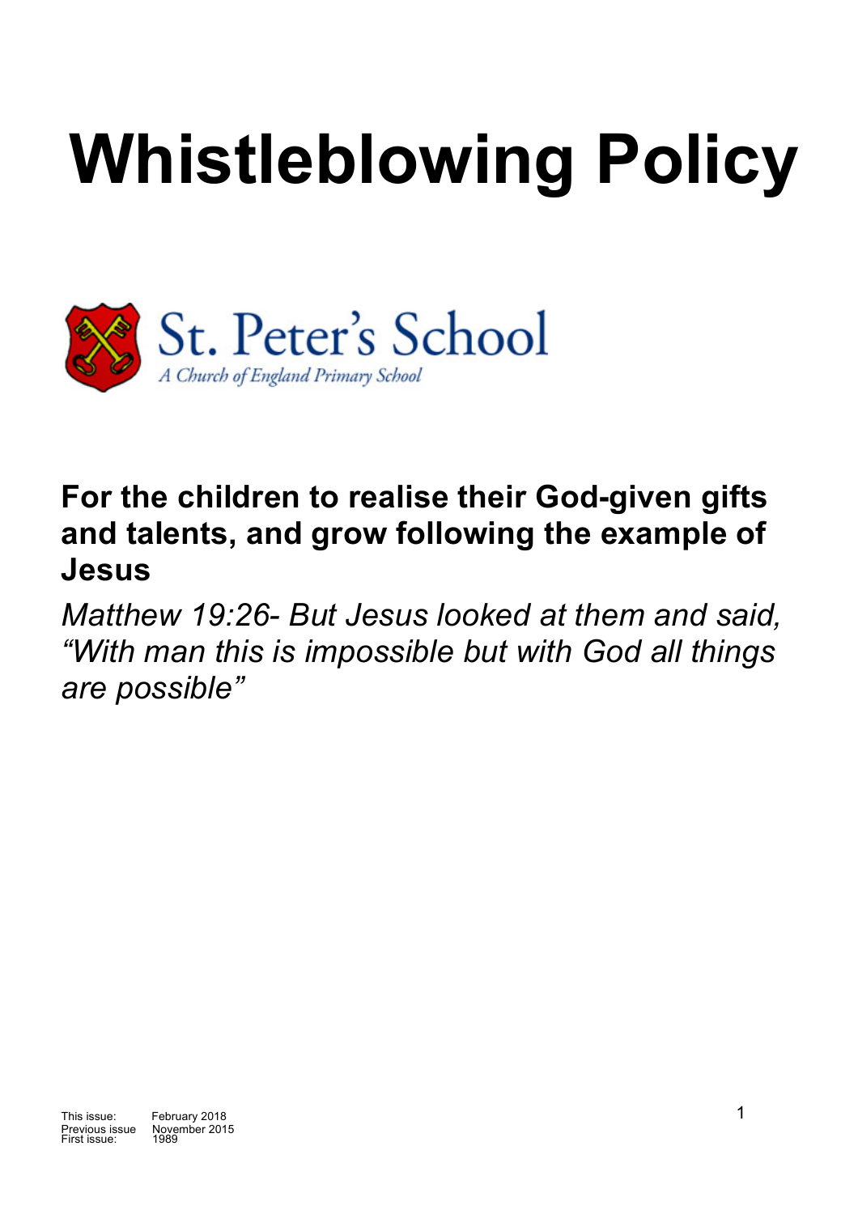# Whistleblowing Policy

St. Peter's School

*A Church of England Primary School*

**For the children to realise their God-given gifts and talents, and grow following the example of Jesus**

*Matthew 19:26- But Jesus looked at them and said, "With man this is impossible but with God all things are possible"*

This issue: February 2018
Previous issue November 2015
First issue: 1989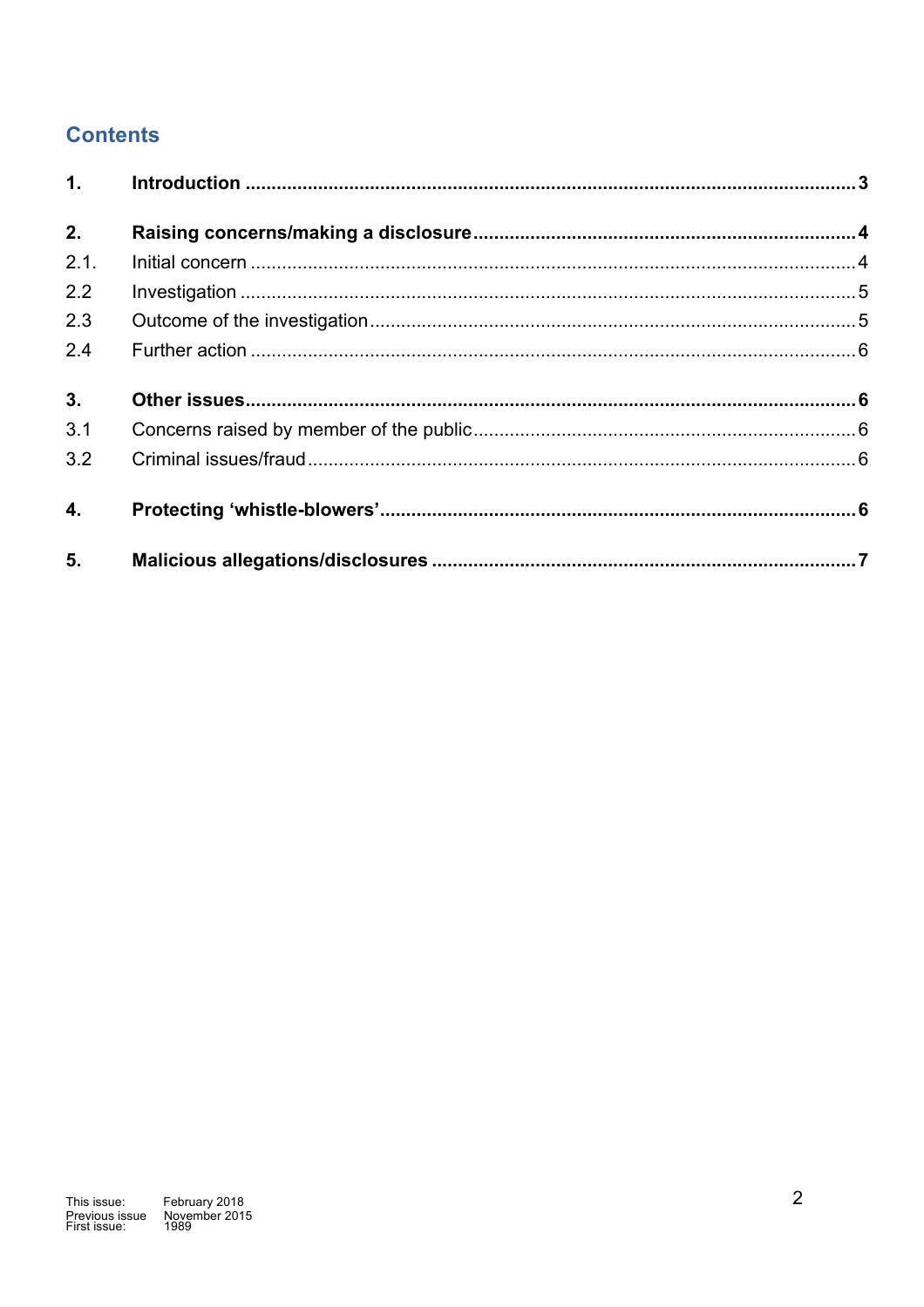## Contents

| | | |
|---|---|---|
| **1.** | **Introduction** | **3** |
| **2.** | **Raising concerns/making a disclosure** | **4** |
| 2.1. | Initial concern | 4 |
| 2.2 | Investigation | 5 |
| 2.3 | Outcome of the investigation | 5 |
| 2.4 | Further action | 6 |
| **3.** | **Other issues** | **6** |
| 3.1 | Concerns raised by member of the public | 6 |
| 3.2 | Criminal issues/fraud | 6 |
| **4.** | **Protecting 'whistle-blowers'** | **6** |
| **5.** | **Malicious allegations/disclosures** | **7** |

This issue: February 2018
Previous issue November 2015
First issue: 1989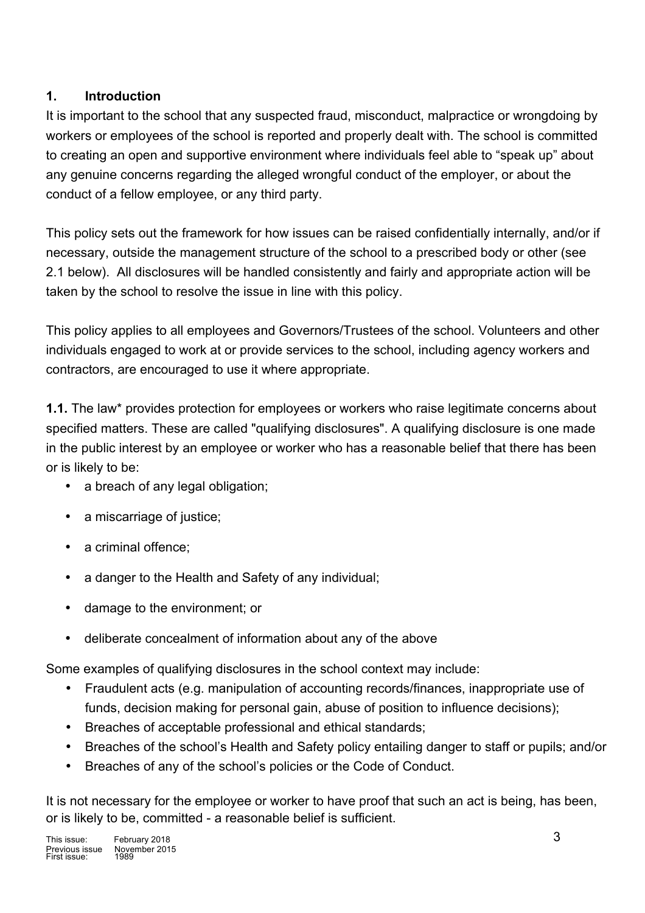## 1. Introduction

It is important to the school that any suspected fraud, misconduct, malpractice or wrongdoing by workers or employees of the school is reported and properly dealt with. The school is committed to creating an open and supportive environment where individuals feel able to "speak up" about any genuine concerns regarding the alleged wrongful conduct of the employer, or about the conduct of a fellow employee, or any third party.

This policy sets out the framework for how issues can be raised confidentially internally, and/or if necessary, outside the management structure of the school to a prescribed body or other (see 2.1 below). All disclosures will be handled consistently and fairly and appropriate action will be taken by the school to resolve the issue in line with this policy.

This policy applies to all employees and Governors/Trustees of the school. Volunteers and other individuals engaged to work at or provide services to the school, including agency workers and contractors, are encouraged to use it where appropriate.

**1.1.** The law* provides protection for employees or workers who raise legitimate concerns about specified matters. These are called "qualifying disclosures". A qualifying disclosure is one made in the public interest by an employee or worker who has a reasonable belief that there has been or is likely to be:

- a breach of any legal obligation;
- a miscarriage of justice;
- a criminal offence;
- a danger to the Health and Safety of any individual;
- damage to the environment; or
- deliberate concealment of information about any of the above

Some examples of qualifying disclosures in the school context may include:

- Fraudulent acts (e.g. manipulation of accounting records/finances, inappropriate use of funds, decision making for personal gain, abuse of position to influence decisions);
- Breaches of acceptable professional and ethical standards;
- Breaches of the school's Health and Safety policy entailing danger to staff or pupils; and/or
- Breaches of any of the school's policies or the Code of Conduct.

It is not necessary for the employee or worker to have proof that such an act is being, has been, or is likely to be, committed - a reasonable belief is sufficient.

This issue: February 2018
Previous issue November 2015
First issue: 1989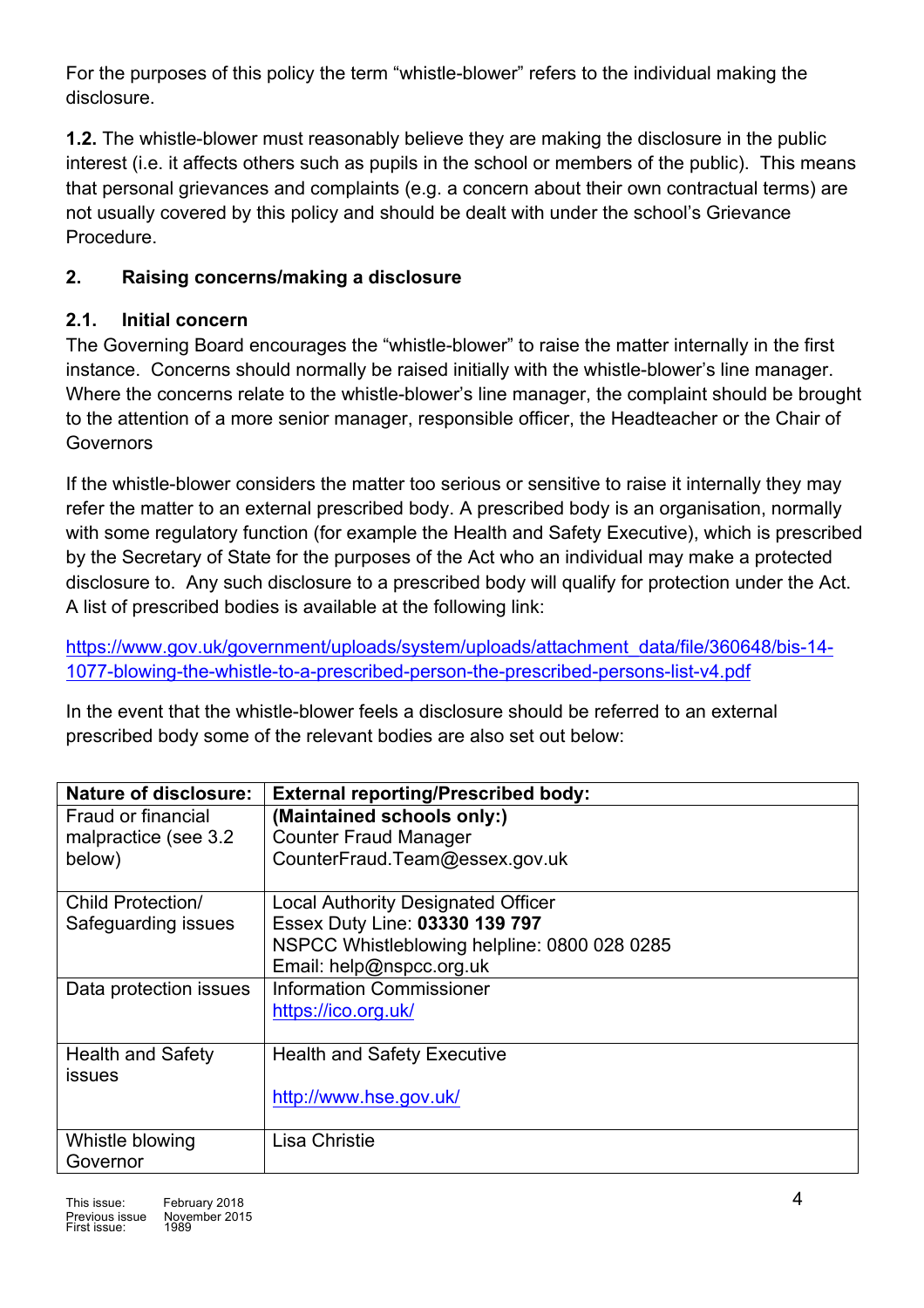For the purposes of this policy the term "whistle-blower" refers to the individual making the disclosure.

**1.2.** The whistle-blower must reasonably believe they are making the disclosure in the public interest (i.e. it affects others such as pupils in the school or members of the public). This means that personal grievances and complaints (e.g. a concern about their own contractual terms) are not usually covered by this policy and should be dealt with under the school's Grievance Procedure.

## 2. Raising concerns/making a disclosure

### 2.1. Initial concern

The Governing Board encourages the "whistle-blower" to raise the matter internally in the first instance. Concerns should normally be raised initially with the whistle-blower's line manager. Where the concerns relate to the whistle-blower's line manager, the complaint should be brought to the attention of a more senior manager, responsible officer, the Headteacher or the Chair of Governors

If the whistle-blower considers the matter too serious or sensitive to raise it internally they may refer the matter to an external prescribed body. A prescribed body is an organisation, normally with some regulatory function (for example the Health and Safety Executive), which is prescribed by the Secretary of State for the purposes of the Act who an individual may make a protected disclosure to. Any such disclosure to a prescribed body will qualify for protection under the Act. A list of prescribed bodies is available at the following link:

https://www.gov.uk/government/uploads/system/uploads/attachment_data/file/360648/bis-14-1077-blowing-the-whistle-to-a-prescribed-person-the-prescribed-persons-list-v4.pdf

In the event that the whistle-blower feels a disclosure should be referred to an external prescribed body some of the relevant bodies are also set out below:

| Nature of disclosure: | External reporting/Prescribed body: |
|---|---|
| Fraud or financial malpractice (see 3.2 below) | **(Maintained schools only:)** Counter Fraud Manager CounterFraud.Team@essex.gov.uk |
| Child Protection/ Safeguarding issues | Local Authority Designated Officer Essex Duty Line: **03330 139 797** NSPCC Whistleblowing helpline: 0800 028 0285 Email: help@nspcc.org.uk |
| Data protection issues | Information Commissioner https://ico.org.uk/ |
| Health and Safety issues | Health and Safety Executive http://www.hse.gov.uk/ |
| Whistle blowing Governor | Lisa Christie |

This issue: February 2018
Previous issue November 2015
First issue: 1989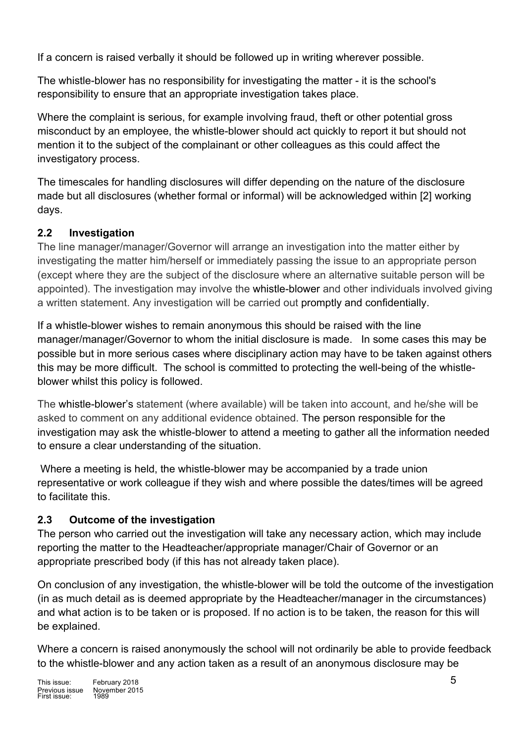If a concern is raised verbally it should be followed up in writing wherever possible.

The whistle-blower has no responsibility for investigating the matter - it is the school's responsibility to ensure that an appropriate investigation takes place.

Where the complaint is serious, for example involving fraud, theft or other potential gross misconduct by an employee, the whistle-blower should act quickly to report it but should not mention it to the subject of the complainant or other colleagues as this could affect the investigatory process.

The timescales for handling disclosures will differ depending on the nature of the disclosure made but all disclosures (whether formal or informal) will be acknowledged within [2] working days.

### 2.2 Investigation

The line manager/manager/Governor will arrange an investigation into the matter either by investigating the matter him/herself or immediately passing the issue to an appropriate person (except where they are the subject of the disclosure where an alternative suitable person will be appointed). The investigation may involve the whistle-blower and other individuals involved giving a written statement. Any investigation will be carried out promptly and confidentially.

If a whistle-blower wishes to remain anonymous this should be raised with the line manager/manager/Governor to whom the initial disclosure is made. In some cases this may be possible but in more serious cases where disciplinary action may have to be taken against others this may be more difficult. The school is committed to protecting the well-being of the whistle-blower whilst this policy is followed.

The whistle-blower's statement (where available) will be taken into account, and he/she will be asked to comment on any additional evidence obtained. The person responsible for the investigation may ask the whistle-blower to attend a meeting to gather all the information needed to ensure a clear understanding of the situation.

Where a meeting is held, the whistle-blower may be accompanied by a trade union representative or work colleague if they wish and where possible the dates/times will be agreed to facilitate this.

### 2.3 Outcome of the investigation

The person who carried out the investigation will take any necessary action, which may include reporting the matter to the Headteacher/appropriate manager/Chair of Governor or an appropriate prescribed body (if this has not already taken place).

On conclusion of any investigation, the whistle-blower will be told the outcome of the investigation (in as much detail as is deemed appropriate by the Headteacher/manager in the circumstances) and what action is to be taken or is proposed. If no action is to be taken, the reason for this will be explained.

Where a concern is raised anonymously the school will not ordinarily be able to provide feedback to the whistle-blower and any action taken as a result of an anonymous disclosure may be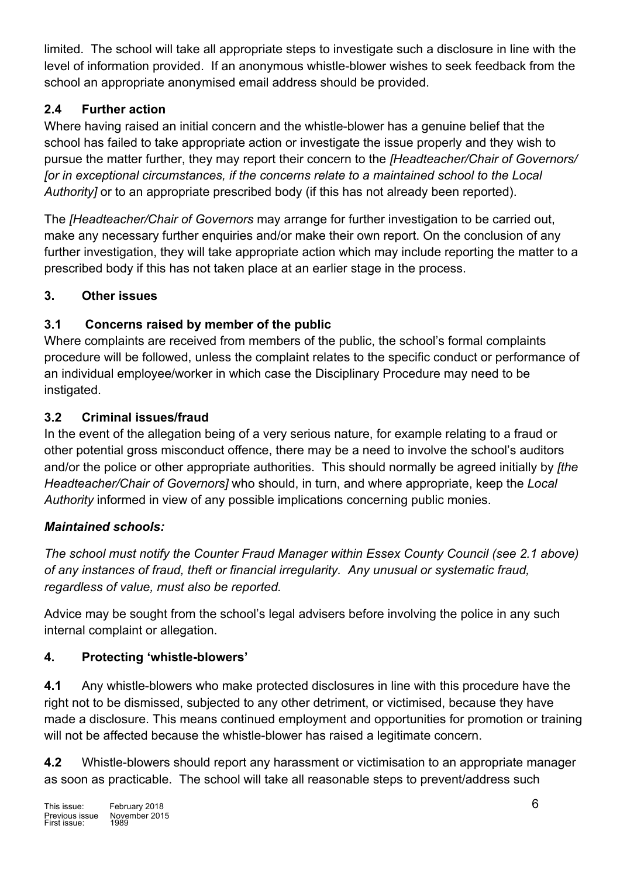limited. The school will take all appropriate steps to investigate such a disclosure in line with the level of information provided. If an anonymous whistle-blower wishes to seek feedback from the school an appropriate anonymised email address should be provided.

### 2.4 Further action

Where having raised an initial concern and the whistle-blower has a genuine belief that the school has failed to take appropriate action or investigate the issue properly and they wish to pursue the matter further, they may report their concern to the *[Headteacher/Chair of Governors/ [or in exceptional circumstances, if the concerns relate to a maintained school to the Local Authority]* or to an appropriate prescribed body (if this has not already been reported).

The *[Headteacher/Chair of Governors* may arrange for further investigation to be carried out, make any necessary further enquiries and/or make their own report. On the conclusion of any further investigation, they will take appropriate action which may include reporting the matter to a prescribed body if this has not taken place at an earlier stage in the process.

## 3. Other issues

### 3.1 Concerns raised by member of the public

Where complaints are received from members of the public, the school's formal complaints procedure will be followed, unless the complaint relates to the specific conduct or performance of an individual employee/worker in which case the Disciplinary Procedure may need to be instigated.

### 3.2 Criminal issues/fraud

In the event of the allegation being of a very serious nature, for example relating to a fraud or other potential gross misconduct offence, there may be a need to involve the school's auditors and/or the police or other appropriate authorities. This should normally be agreed initially by *[the Headteacher/Chair of Governors]* who should, in turn, and where appropriate, keep the *Local Authority* informed in view of any possible implications concerning public monies.

***Maintained schools:***

*The school must notify the Counter Fraud Manager within Essex County Council (see 2.1 above) of any instances of fraud, theft or financial irregularity. Any unusual or systematic fraud, regardless of value, must also be reported.*

Advice may be sought from the school's legal advisers before involving the police in any such internal complaint or allegation.

## 4. Protecting 'whistle-blowers'

**4.1** Any whistle-blowers who make protected disclosures in line with this procedure have the right not to be dismissed, subjected to any other detriment, or victimised, because they have made a disclosure. This means continued employment and opportunities for promotion or training will not be affected because the whistle-blower has raised a legitimate concern.

**4.2** Whistle-blowers should report any harassment or victimisation to an appropriate manager as soon as practicable. The school will take all reasonable steps to prevent/address such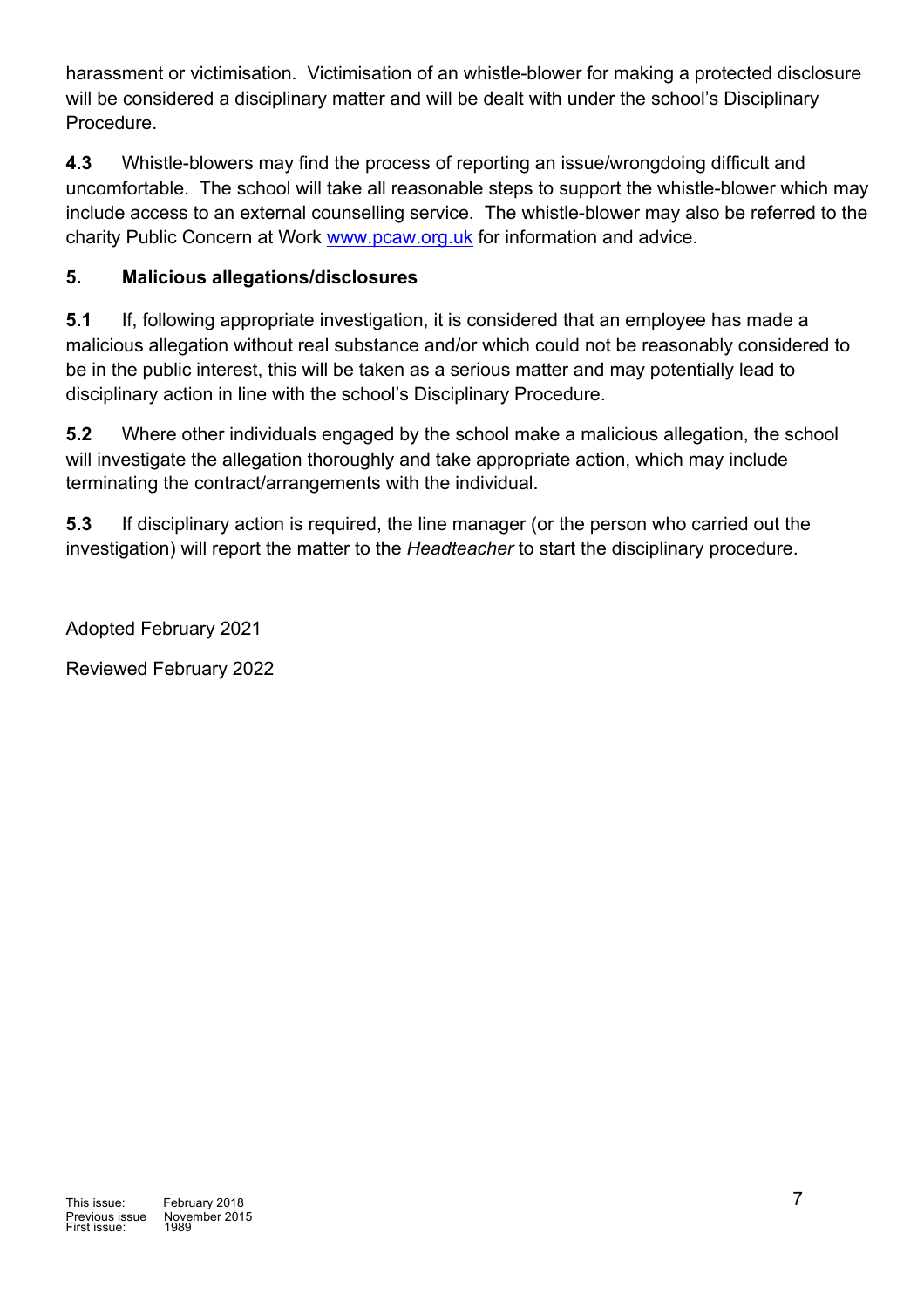harassment or victimisation. Victimisation of an whistle-blower for making a protected disclosure will be considered a disciplinary matter and will be dealt with under the school's Disciplinary Procedure.

**4.3** Whistle-blowers may find the process of reporting an issue/wrongdoing difficult and uncomfortable. The school will take all reasonable steps to support the whistle-blower which may include access to an external counselling service. The whistle-blower may also be referred to the charity Public Concern at Work [www.pcaw.org.uk](http://www.pcaw.org.uk) for information and advice.

## 5. Malicious allegations/disclosures

**5.1** If, following appropriate investigation, it is considered that an employee has made a malicious allegation without real substance and/or which could not be reasonably considered to be in the public interest, this will be taken as a serious matter and may potentially lead to disciplinary action in line with the school's Disciplinary Procedure.

**5.2** Where other individuals engaged by the school make a malicious allegation, the school will investigate the allegation thoroughly and take appropriate action, which may include terminating the contract/arrangements with the individual.

**5.3** If disciplinary action is required, the line manager (or the person who carried out the investigation) will report the matter to the *Headteacher* to start the disciplinary procedure.

Adopted February 2021

Reviewed February 2022

This issue: February 2018
Previous issue November 2015
First issue: 1989